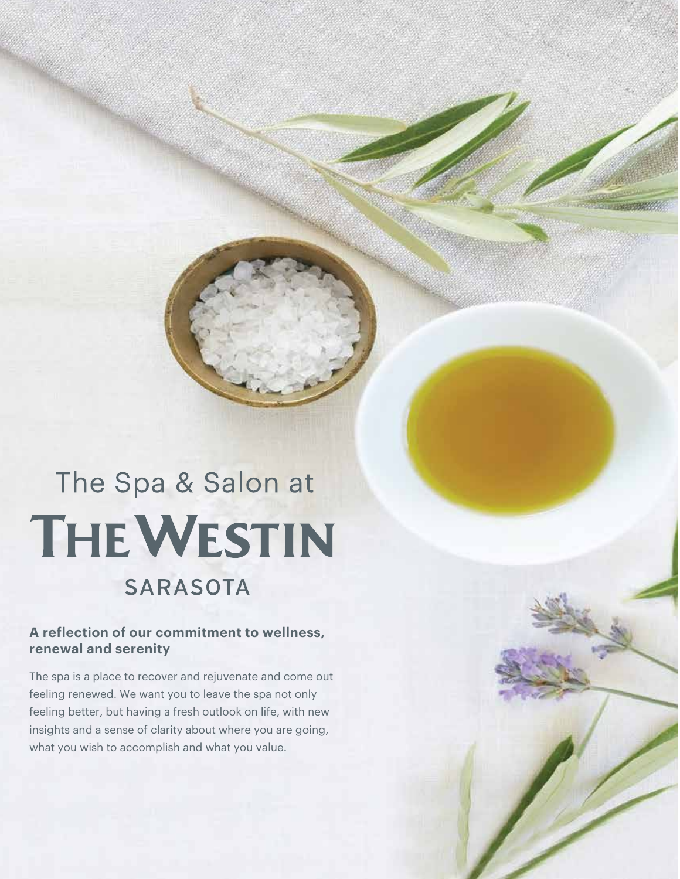# The Spa & Salon at THE WESTIN SARASOTA

### A reflection of our commitment to wellness, renewal and serenity

The spa is a place to recover and rejuvenate and come out feeling renewed. We want you to leave the spa not only feeling better, but having a fresh outlook on life, with new insights and a sense of clarity about where you are going, what you wish to accomplish and what you value.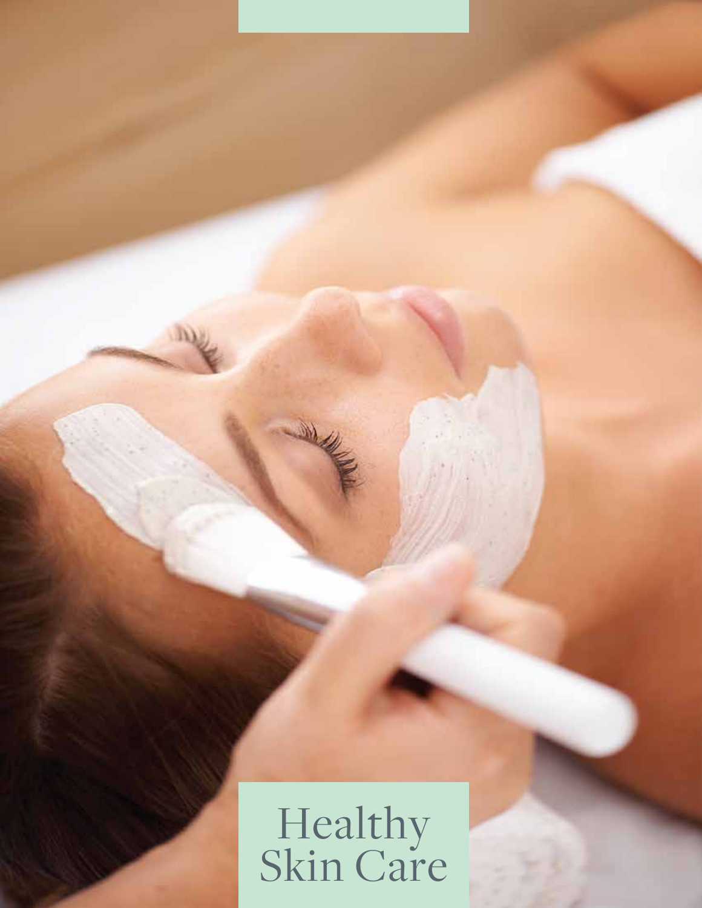# Healthy Skin Care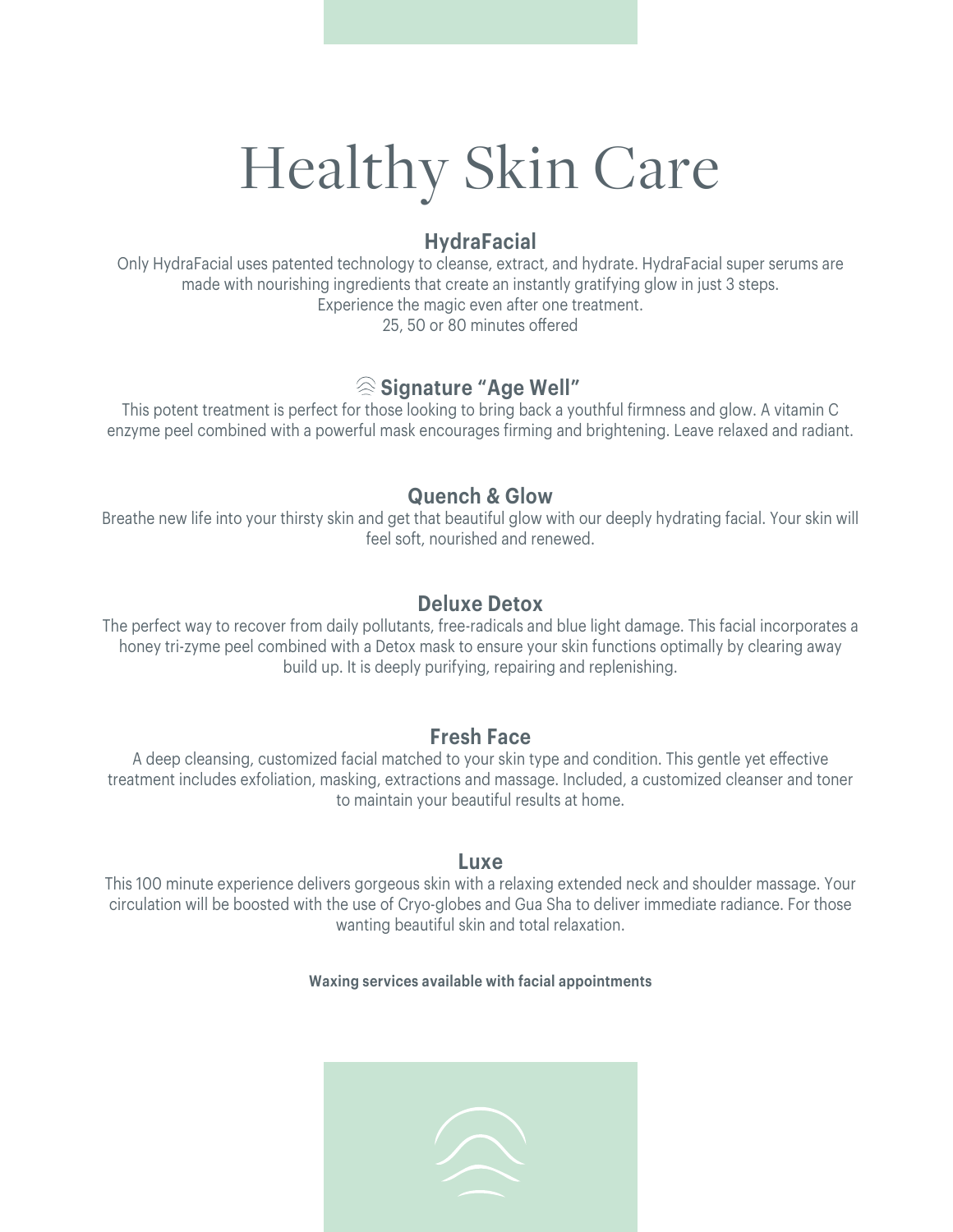# Healthy Skin Care

### HydraFacial

Only HydraFacial uses patented technology to cleanse, extract, and hydrate. HydraFacial super serums are made with nourishing ingredients that create an instantly gratifying glow in just 3 steps.
Experience the magic even after one treatment.
25, 50 or 80 minutes offered

### Signature "Age Well"

This potent treatment is perfect for those looking to bring back a youthful firmness and glow. A vitamin C enzyme peel combined with a powerful mask encourages firming and brightening. Leave relaxed and radiant.

### Quench & Glow

Breathe new life into your thirsty skin and get that beautiful glow with our deeply hydrating facial. Your skin will feel soft, nourished and renewed.

### Deluxe Detox

The perfect way to recover from daily pollutants, free-radicals and blue light damage. This facial incorporates a honey tri-zyme peel combined with a Detox mask to ensure your skin functions optimally by clearing away build up. It is deeply purifying, repairing and replenishing.

### Fresh Face

A deep cleansing, customized facial matched to your skin type and condition. This gentle yet effective treatment includes exfoliation, masking, extractions and massage. Included, a customized cleanser and toner to maintain your beautiful results at home.

### Luxe

This 100 minute experience delivers gorgeous skin with a relaxing extended neck and shoulder massage. Your circulation will be boosted with the use of Cryo-globes and Gua Sha to deliver immediate radiance. For those wanting beautiful skin and total relaxation.

**Waxing services available with facial appointments**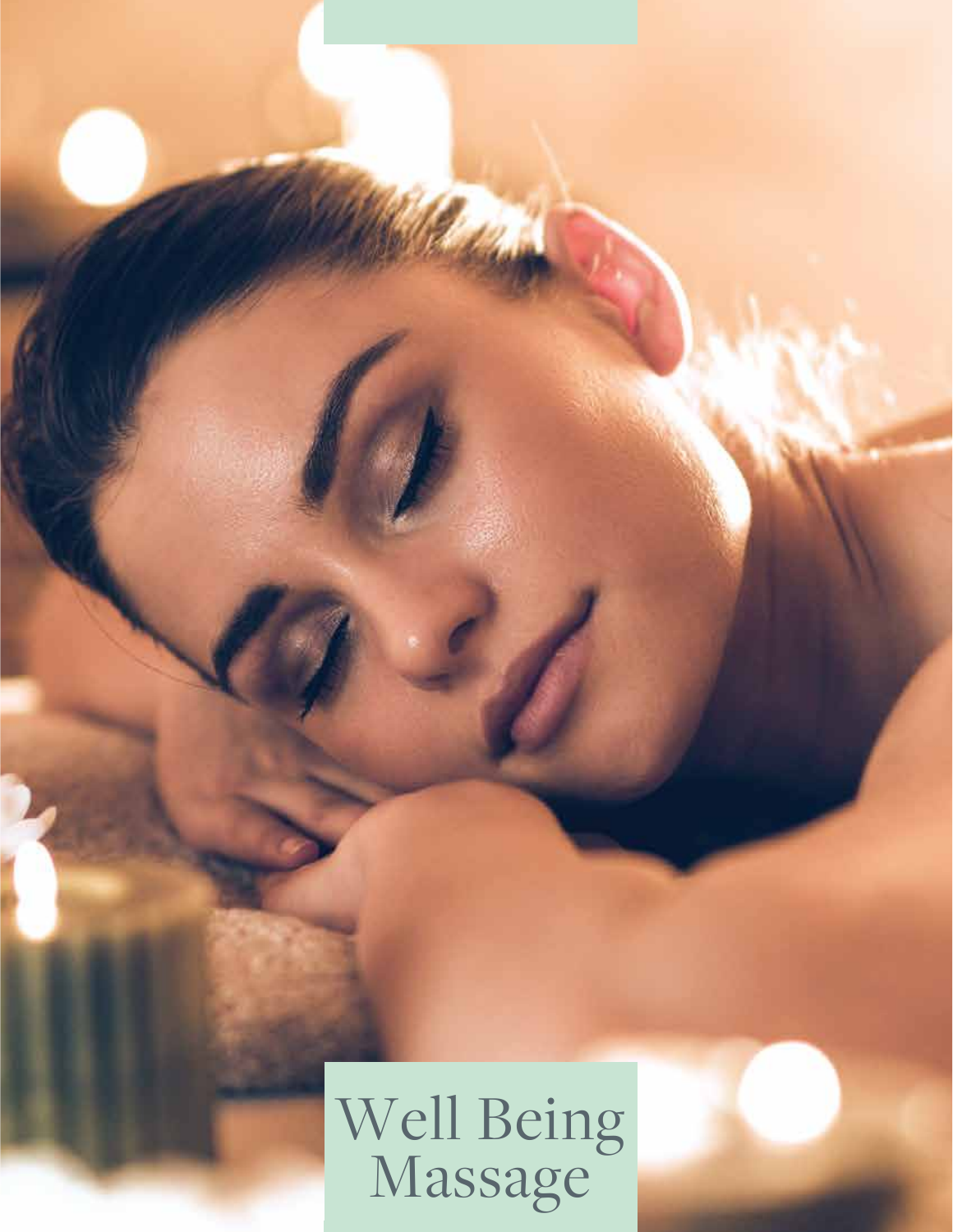# Well Being Massage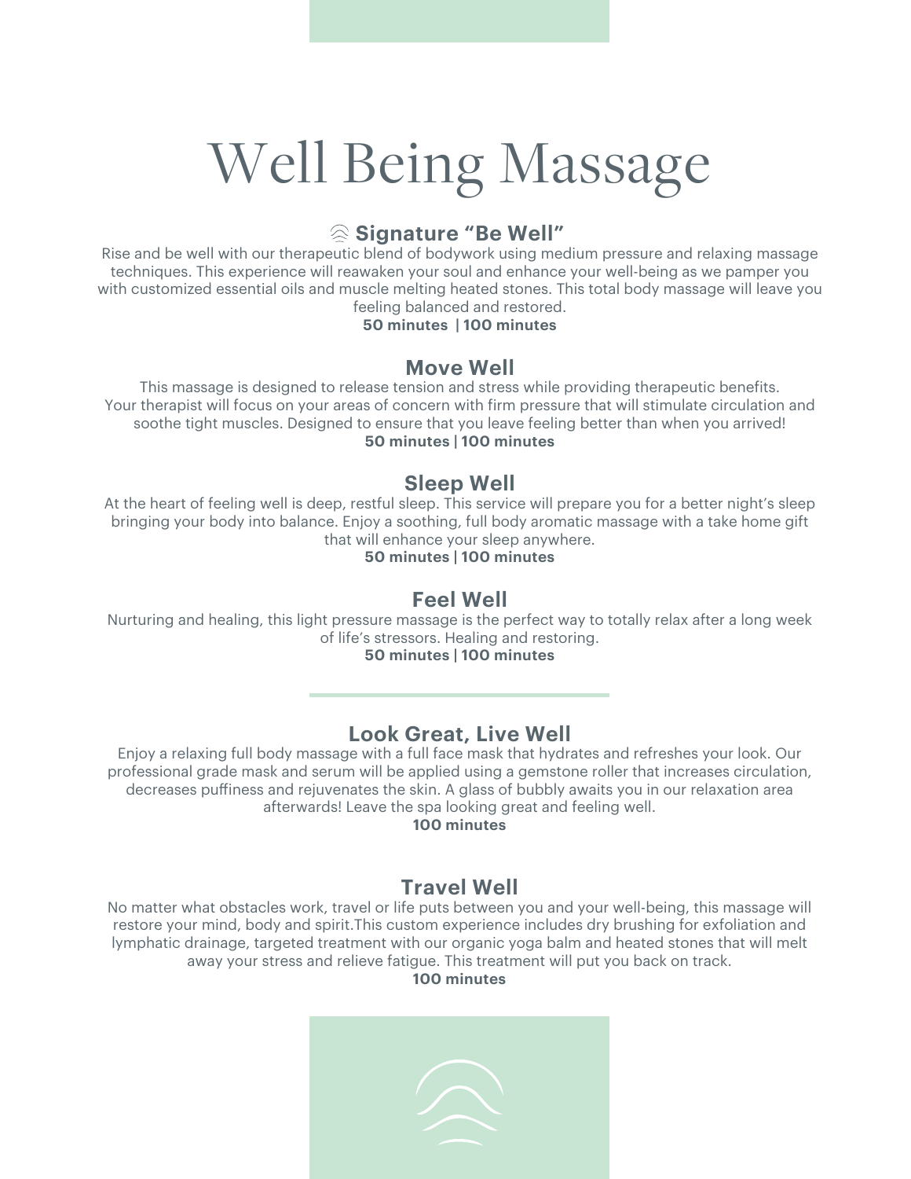# Well Being Massage

### Signature "Be Well"

Rise and be well with our therapeutic blend of bodywork using medium pressure and relaxing massage techniques. This experience will reawaken your soul and enhance your well-being as we pamper you with customized essential oils and muscle melting heated stones. This total body massage will leave you feeling balanced and restored.

**50 minutes | 100 minutes**

### Move Well

This massage is designed to release tension and stress while providing therapeutic benefits. Your therapist will focus on your areas of concern with firm pressure that will stimulate circulation and soothe tight muscles. Designed to ensure that you leave feeling better than when you arrived!

**50 minutes | 100 minutes**

### Sleep Well

At the heart of feeling well is deep, restful sleep. This service will prepare you for a better night's sleep bringing your body into balance. Enjoy a soothing, full body aromatic massage with a take home gift that will enhance your sleep anywhere.

**50 minutes | 100 minutes**

### Feel Well

Nurturing and healing, this light pressure massage is the perfect way to totally relax after a long week of life's stressors. Healing and restoring.

**50 minutes | 100 minutes**

---

### Look Great, Live Well

Enjoy a relaxing full body massage with a full face mask that hydrates and refreshes your look. Our professional grade mask and serum will be applied using a gemstone roller that increases circulation, decreases puffiness and rejuvenates the skin. A glass of bubbly awaits you in our relaxation area afterwards! Leave the spa looking great and feeling well.

**100 minutes**

### Travel Well

No matter what obstacles work, travel or life puts between you and your well-being, this massage will restore your mind, body and spirit.This custom experience includes dry brushing for exfoliation and lymphatic drainage, targeted treatment with our organic yoga balm and heated stones that will melt away your stress and relieve fatigue. This treatment will put you back on track.

**100 minutes**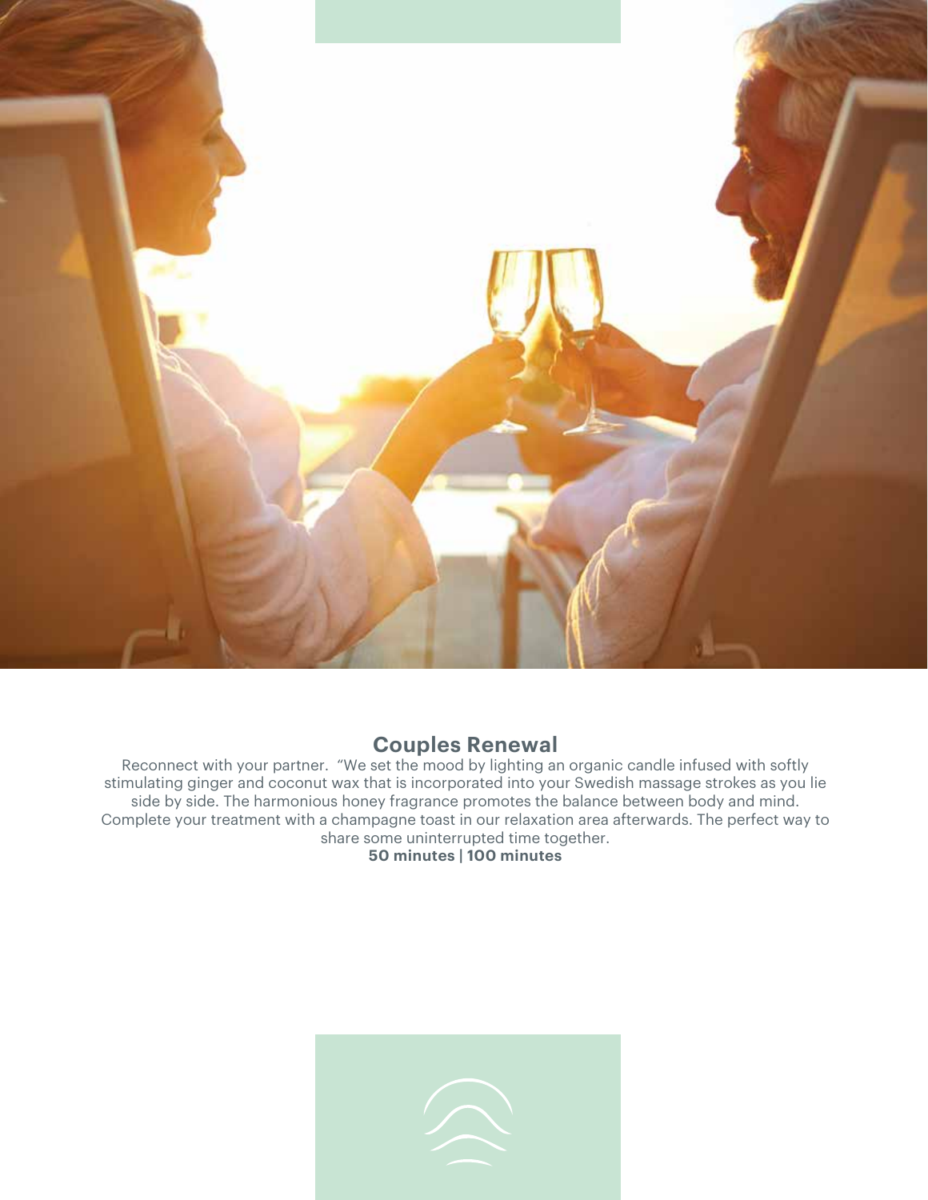## Couples Renewal

Reconnect with your partner. "We set the mood by lighting an organic candle infused with softly stimulating ginger and coconut wax that is incorporated into your Swedish massage strokes as you lie side by side. The harmonious honey fragrance promotes the balance between body and mind. Complete your treatment with a champagne toast in our relaxation area afterwards. The perfect way to share some uninterrupted time together.

**50 minutes | 100 minutes**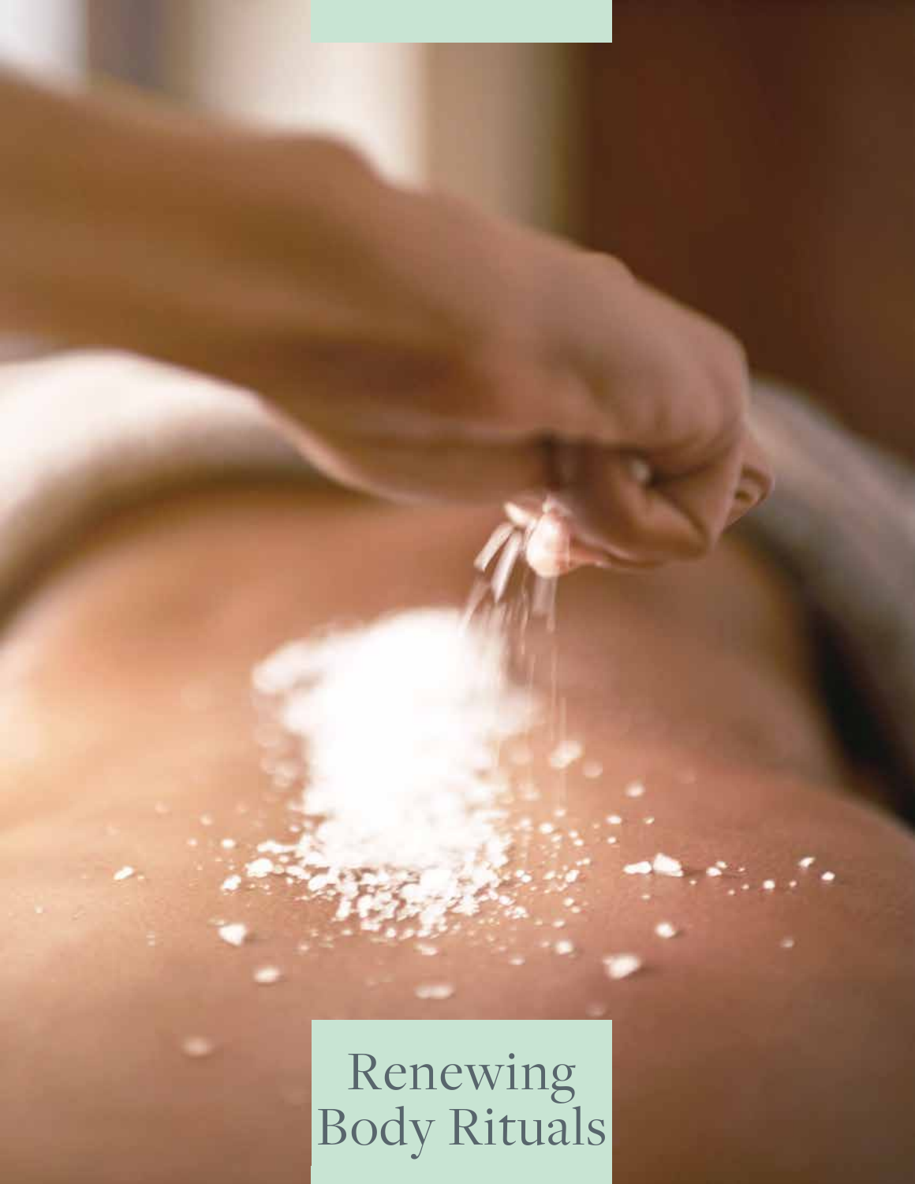# Renewing Body Rituals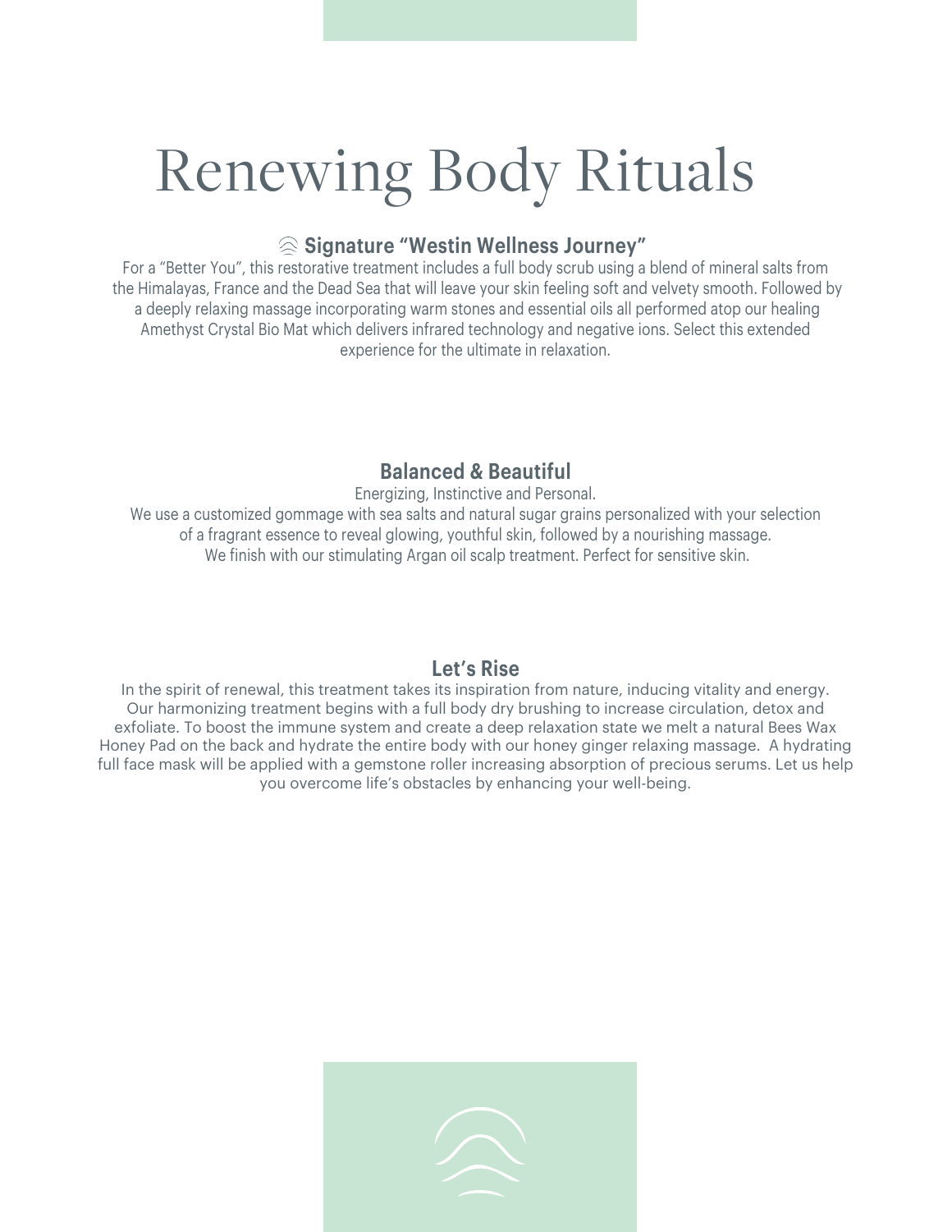# Renewing Body Rituals

### Signature “Westin Wellness Journey”

For a “Better You”, this restorative treatment includes a full body scrub using a blend of mineral salts from the Himalayas, France and the Dead Sea that will leave your skin feeling soft and velvety smooth. Followed by a deeply relaxing massage incorporating warm stones and essential oils all performed atop our healing Amethyst Crystal Bio Mat which delivers infrared technology and negative ions. Select this extended experience for the ultimate in relaxation.

### Balanced & Beautiful

Energizing, Instinctive and Personal.
We use a customized gommage with sea salts and natural sugar grains personalized with your selection of a fragrant essence to reveal glowing, youthful skin, followed by a nourishing massage.
We finish with our stimulating Argan oil scalp treatment. Perfect for sensitive skin.

### Let’s Rise

In the spirit of renewal, this treatment takes its inspiration from nature, inducing vitality and energy. Our harmonizing treatment begins with a full body dry brushing to increase circulation, detox and exfoliate. To boost the immune system and create a deep relaxation state we melt a natural Bees Wax Honey Pad on the back and hydrate the entire body with our honey ginger relaxing massage. A hydrating full face mask will be applied with a gemstone roller increasing absorption of precious serums. Let us help you overcome life’s obstacles by enhancing your well-being.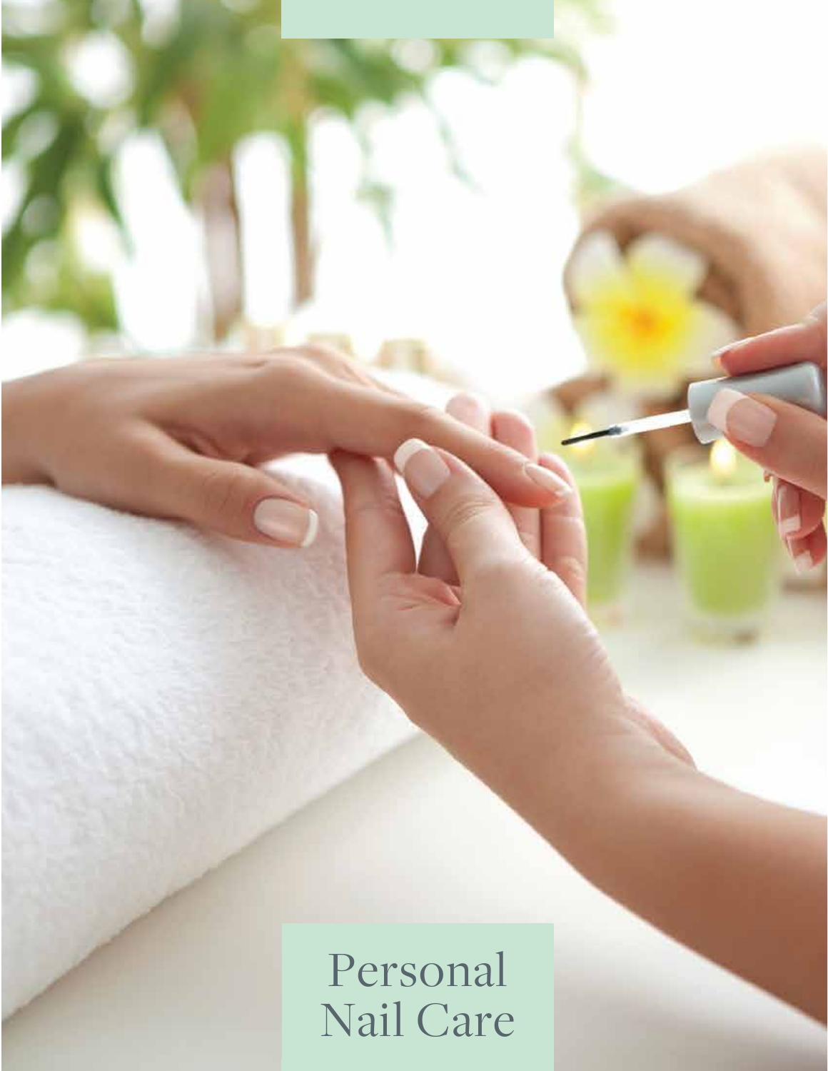# Personal Nail Care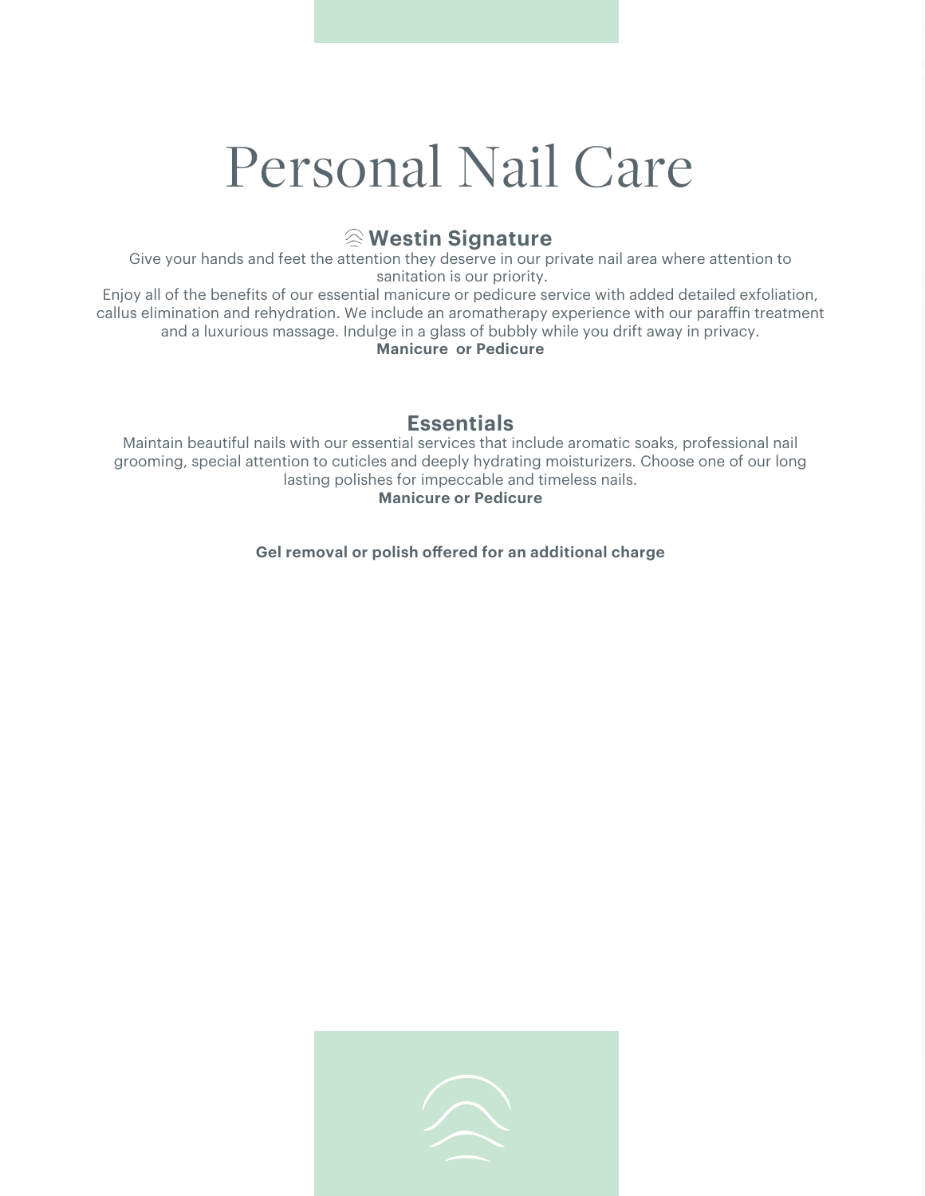# Personal Nail Care

## Westin Signature

Give your hands and feet the attention they deserve in our private nail area where attention to sanitation is our priority.

Enjoy all of the benefits of our essential manicure or pedicure service with added detailed exfoliation, callus elimination and rehydration. We include an aromatherapy experience with our paraffin treatment and a luxurious massage. Indulge in a glass of bubbly while you drift away in privacy.

**Manicure or Pedicure**

## Essentials

Maintain beautiful nails with our essential services that include aromatic soaks, professional nail grooming, special attention to cuticles and deeply hydrating moisturizers. Choose one of our long lasting polishes for impeccable and timeless nails.

**Manicure or Pedicure**

**Gel removal or polish offered for an additional charge**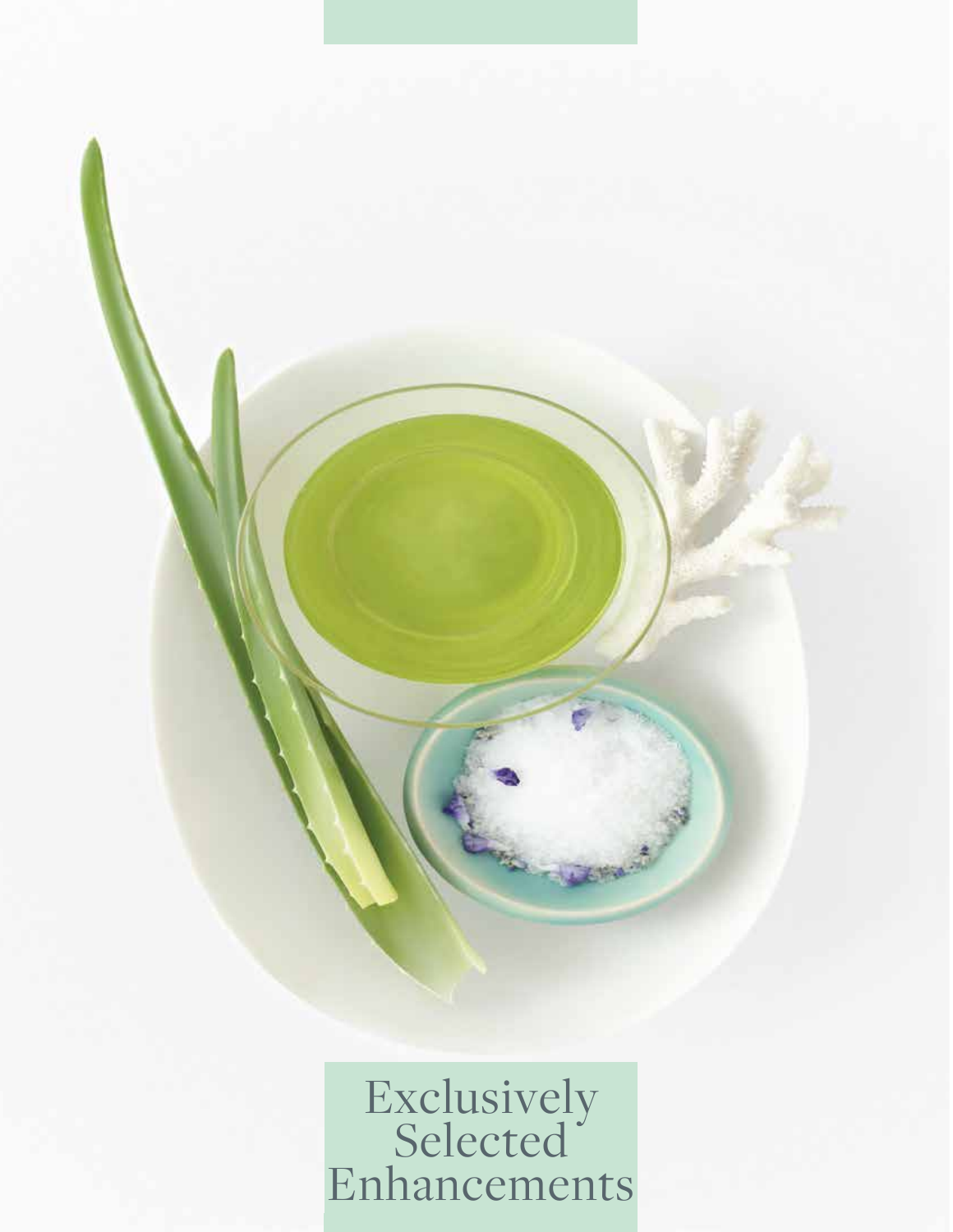# Exclusively Selected Enhancements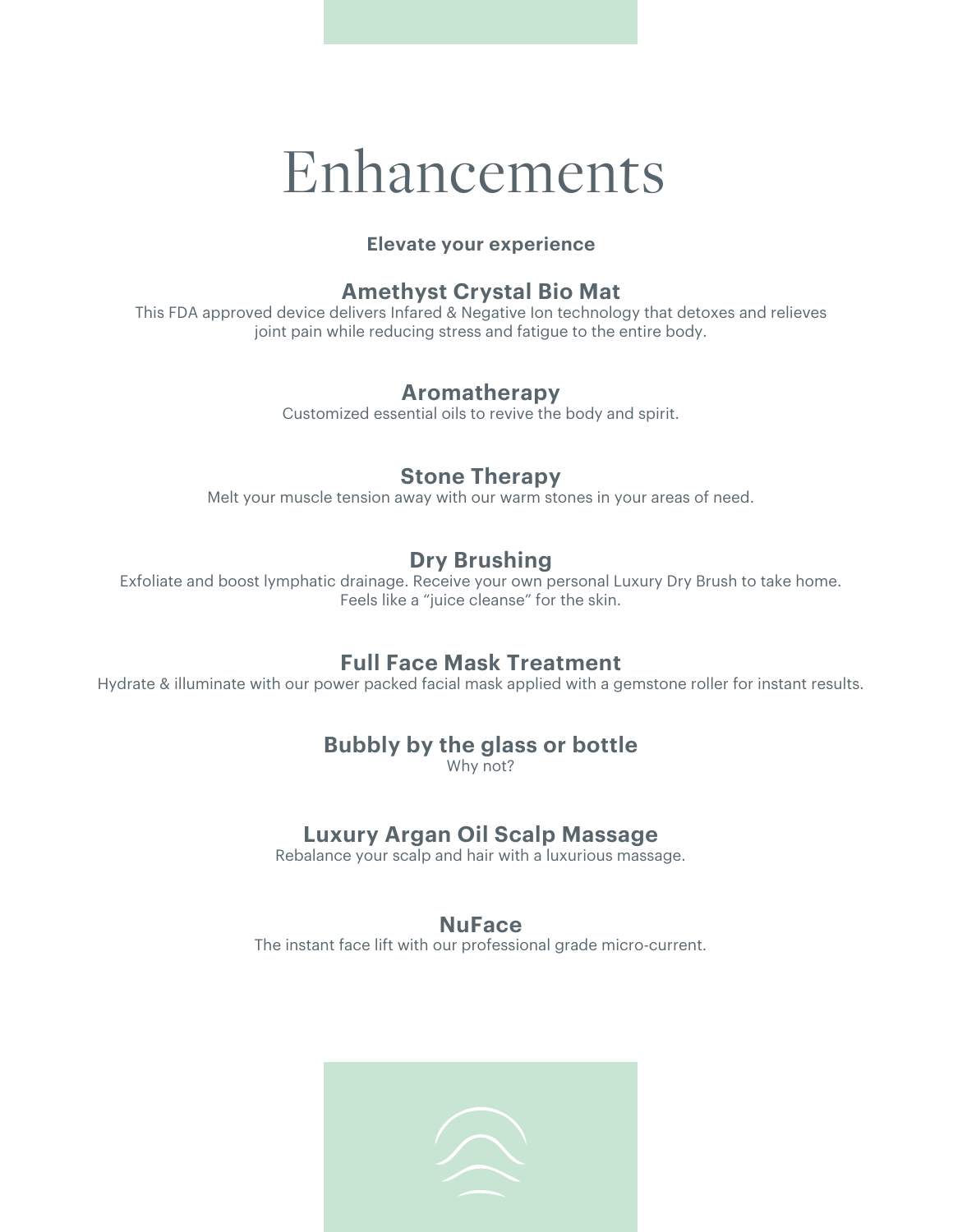# Enhancements

**Elevate your experience**

## Amethyst Crystal Bio Mat

This FDA approved device delivers Infared & Negative Ion technology that detoxes and relieves joint pain while reducing stress and fatigue to the entire body.

## Aromatherapy

Customized essential oils to revive the body and spirit.

## Stone Therapy

Melt your muscle tension away with our warm stones in your areas of need.

## Dry Brushing

Exfoliate and boost lymphatic drainage. Receive your own personal Luxury Dry Brush to take home. Feels like a “juice cleanse” for the skin.

## Full Face Mask Treatment

Hydrate & illuminate with our power packed facial mask applied with a gemstone roller for instant results.

## Bubbly by the glass or bottle

Why not?

## Luxury Argan Oil Scalp Massage

Rebalance your scalp and hair with a luxurious massage.

## NuFace

The instant face lift with our professional grade micro-current.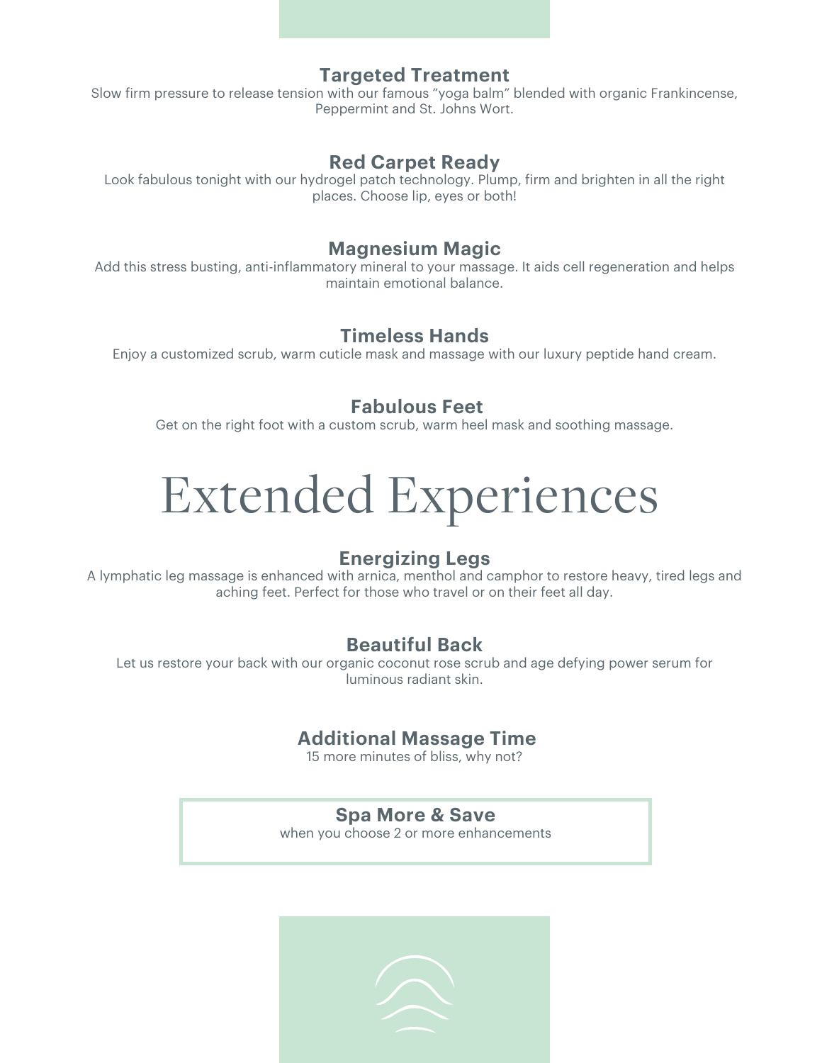### Targeted Treatment

Slow firm pressure to release tension with our famous “yoga balm” blended with organic Frankincense, Peppermint and St. Johns Wort.

### Red Carpet Ready

Look fabulous tonight with our hydrogel patch technology. Plump, firm and brighten in all the right places. Choose lip, eyes or both!

### Magnesium Magic

Add this stress busting, anti-inflammatory mineral to your massage. It aids cell regeneration and helps maintain emotional balance.

### Timeless Hands

Enjoy a customized scrub, warm cuticle mask and massage with our luxury peptide hand cream.

### Fabulous Feet

Get on the right foot with a custom scrub, warm heel mask and soothing massage.

# Extended Experiences

### Energizing Legs

A lymphatic leg massage is enhanced with arnica, menthol and camphor to restore heavy, tired legs and aching feet. Perfect for those who travel or on their feet all day.

### Beautiful Back

Let us restore your back with our organic coconut rose scrub and age defying power serum for luminous radiant skin.

### Additional Massage Time

15 more minutes of bliss, why not?

### Spa More & Save

when you choose 2 or more enhancements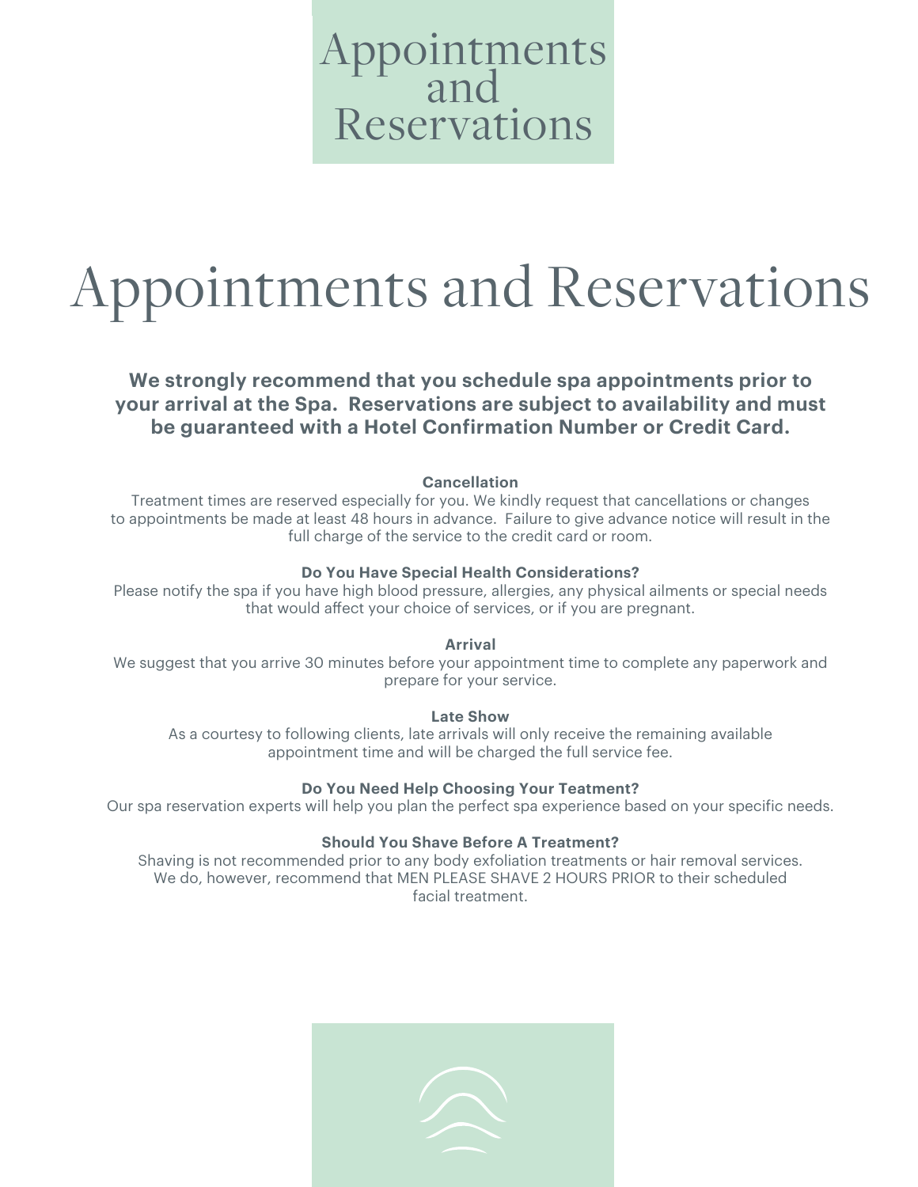# Appointments and Reservations

## Appointments and Reservations

**We strongly recommend that you schedule spa appointments prior to your arrival at the Spa. Reservations are subject to availability and must be guaranteed with a Hotel Confirmation Number or Credit Card.**

**Cancellation**

Treatment times are reserved especially for you. We kindly request that cancellations or changes to appointments be made at least 48 hours in advance. Failure to give advance notice will result in the full charge of the service to the credit card or room.

**Do You Have Special Health Considerations?**

Please notify the spa if you have high blood pressure, allergies, any physical ailments or special needs that would affect your choice of services, or if you are pregnant.

**Arrival**

We suggest that you arrive 30 minutes before your appointment time to complete any paperwork and prepare for your service.

**Late Show**

As a courtesy to following clients, late arrivals will only receive the remaining available appointment time and will be charged the full service fee.

**Do You Need Help Choosing Your Teatment?**

Our spa reservation experts will help you plan the perfect spa experience based on your specific needs.

**Should You Shave Before A Treatment?**

Shaving is not recommended prior to any body exfoliation treatments or hair removal services. We do, however, recommend that MEN PLEASE SHAVE 2 HOURS PRIOR to their scheduled facial treatment.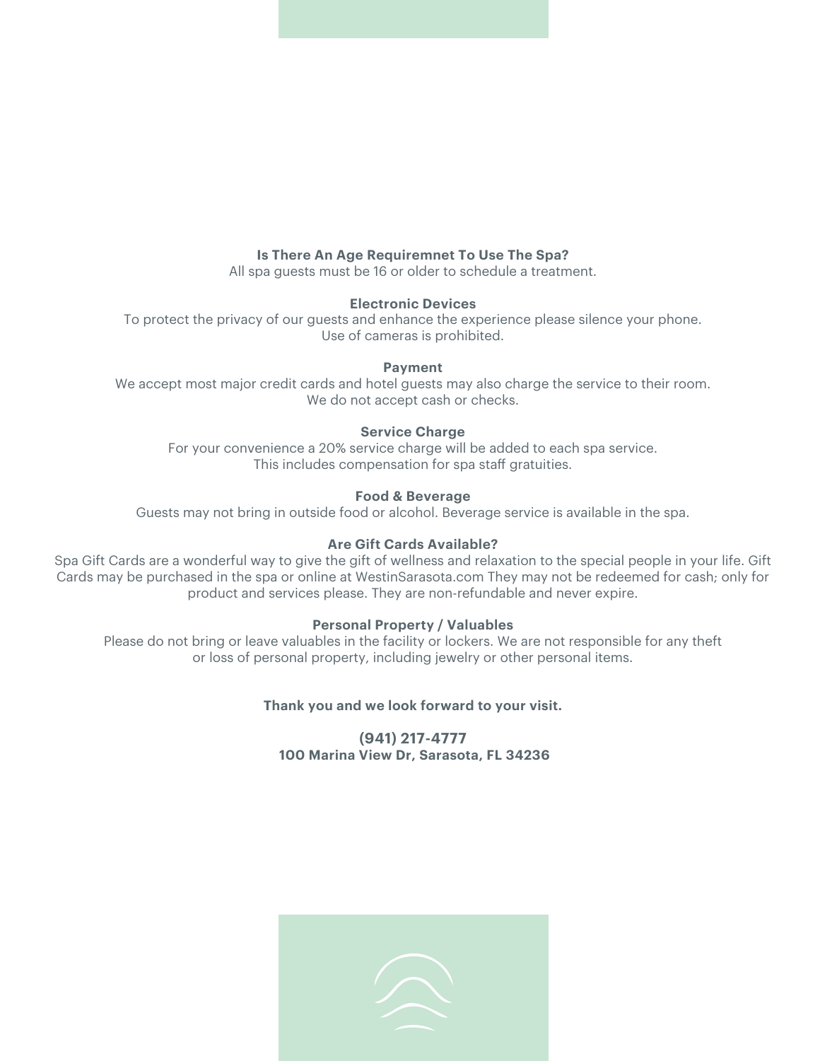**Is There An Age Requiremnet To Use The Spa?**
All spa guests must be 16 or older to schedule a treatment.

**Electronic Devices**
To protect the privacy of our guests and enhance the experience please silence your phone.
Use of cameras is prohibited.

**Payment**
We accept most major credit cards and hotel guests may also charge the service to their room.
We do not accept cash or checks.

**Service Charge**
For your convenience a 20% service charge will be added to each spa service.
This includes compensation for spa staff gratuities.

**Food & Beverage**
Guests may not bring in outside food or alcohol. Beverage service is available in the spa.

**Are Gift Cards Available?**
Spa Gift Cards are a wonderful way to give the gift of wellness and relaxation to the special people in your life. Gift Cards may be purchased in the spa or online at WestinSarasota.com They may not be redeemed for cash; only for product and services please. They are non-refundable and never expire.

**Personal Property / Valuables**
Please do not bring or leave valuables in the facility or lockers. We are not responsible for any theft or loss of personal property, including jewelry or other personal items.

**Thank you and we look forward to your visit.**

**(941) 217-4777**
**100 Marina View Dr, Sarasota, FL 34236**